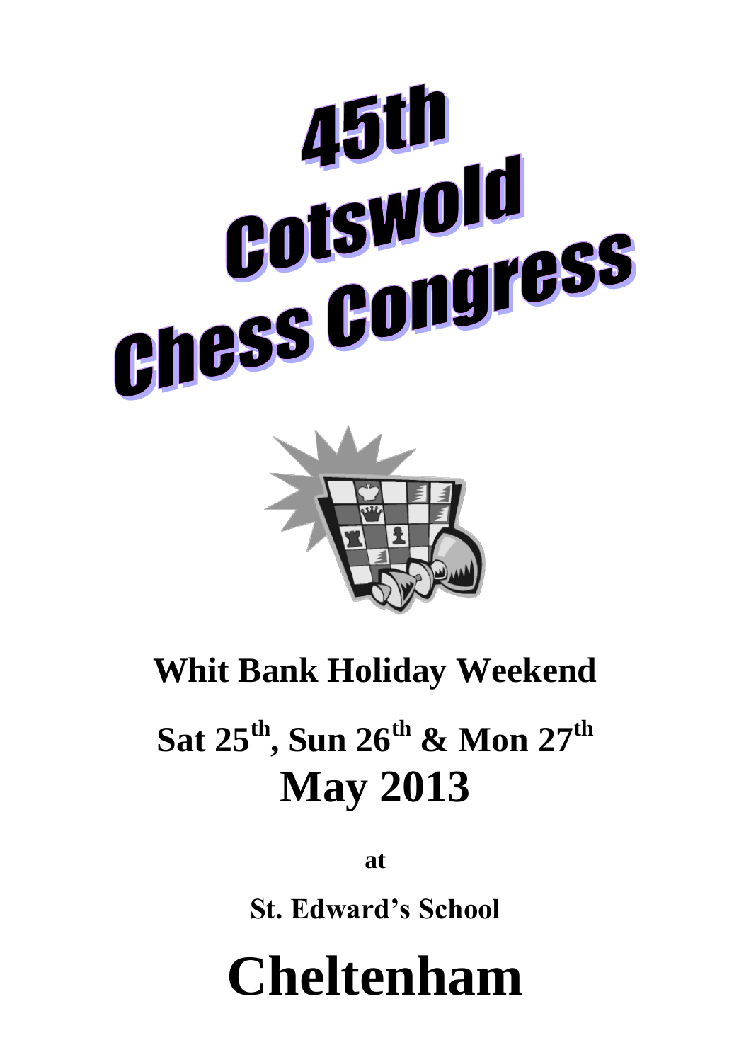# 45th Cotswold Chess Congress

## Whit Bank Holiday Weekend

## Sat 25th, Sun 26th & Mon 27th May 2013

at

**St. Edward's School**

# Cheltenham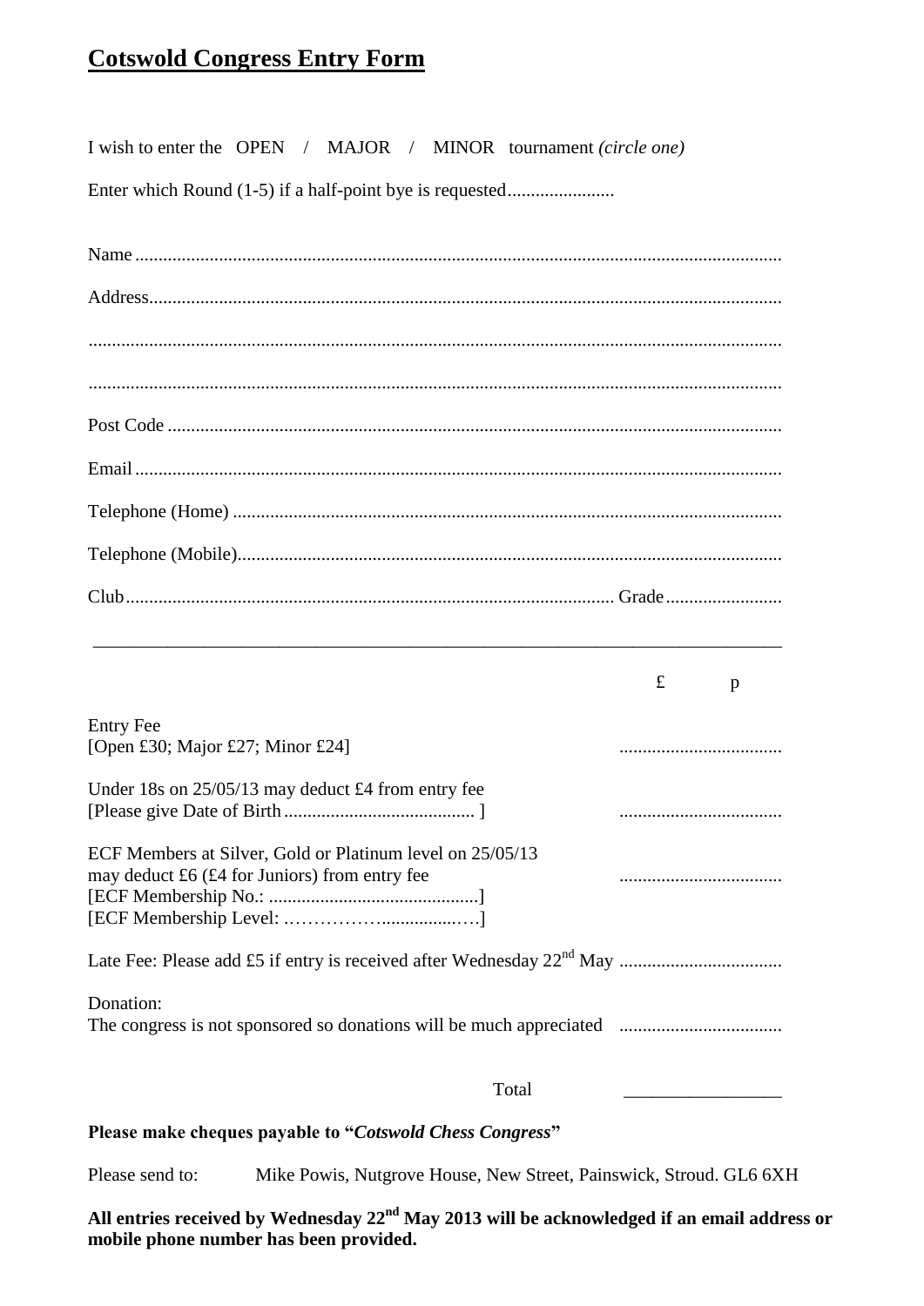# **Cotswold Congress Entry Form**

I wish to enter the OPEN / MAJOR / MINOR tournament *(circle one)*

Enter which Round (1-5) if a half-point bye is requested.......................

Name ..........................................................................................................................................

Address.......................................................................................................................................

.....................................................................................................................................................

.....................................................................................................................................................

Post Code ...................................................................................................................................

Email ..........................................................................................................................................

Telephone (Home) .....................................................................................................................

Telephone (Mobile)....................................................................................................................

Club......................................................................................................... Grade.........................

---

| | £ p |
|---|---|
| Entry Fee<br>[Open £30; Major £27; Minor £24] | ................................... |
| Under 18s on 25/05/13 may deduct £4 from entry fee<br>[Please give Date of Birth......................................... ] | ................................... |
| ECF Members at Silver, Gold or Platinum level on 25/05/13<br>may deduct £6 (£4 for Juniors) from entry fee<br>[ECF Membership No.: ............................................]<br>[ECF Membership Level: .……………................….] | ................................... |
| Late Fee: Please add £5 if entry is received after Wednesday 22nd May | ................................... |
| Donation:<br>The congress is not sponsored so donations will be much appreciated | ................................... |
| Total | _________________ |

**Please make cheques payable to "*Cotswold Chess Congress*"**

Please send to: Mike Powis, Nutgrove House, New Street, Painswick, Stroud. GL6 6XH

**All entries received by Wednesday 22nd May 2013 will be acknowledged if an email address or mobile phone number has been provided.**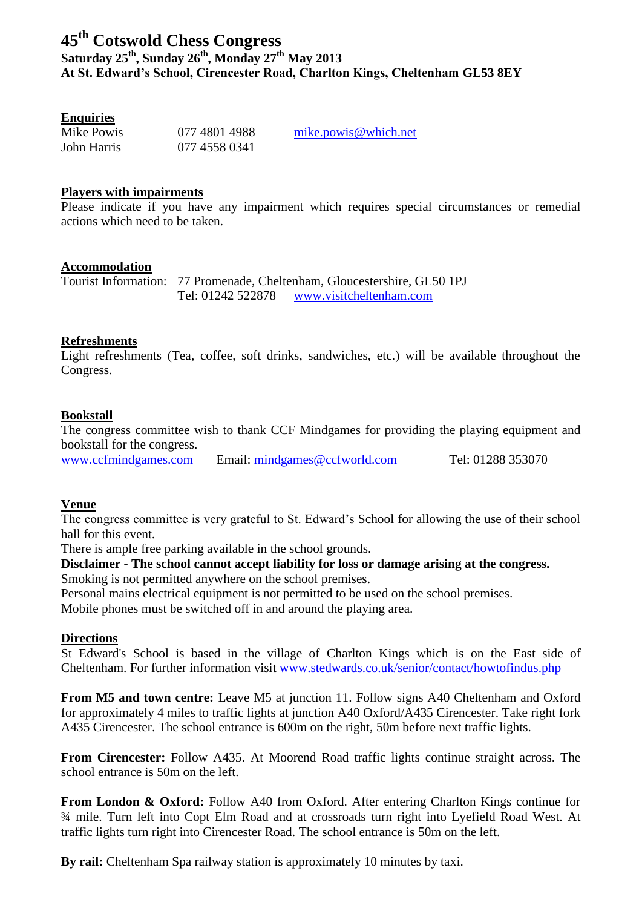# 45th Cotswold Chess Congress

### Saturday 25th, Sunday 26th, Monday 27th May 2013

### At St. Edward's School, Cirencester Road, Charlton Kings, Cheltenham GL53 8EY

## Enquiries

| | | |
|---|---|---|
| Mike Powis | 077 4801 4988 | mike.powis@which.net |
| John Harris | 077 4558 0341 | |

## Players with impairments

Please indicate if you have any impairment which requires special circumstances or remedial actions which need to be taken.

## Accommodation

Tourist Information: 77 Promenade, Cheltenham, Gloucestershire, GL50 1PJ
Tel: 01242 522878 www.visitcheltenham.com

## Refreshments

Light refreshments (Tea, coffee, soft drinks, sandwiches, etc.) will be available throughout the Congress.

## Bookstall

The congress committee wish to thank CCF Mindgames for providing the playing equipment and bookstall for the congress.

www.ccfmindgames.com Email: mindgames@ccfworld.com Tel: 01288 353070

## Venue

The congress committee is very grateful to St. Edward's School for allowing the use of their school hall for this event.

There is ample free parking available in the school grounds.

**Disclaimer - The school cannot accept liability for loss or damage arising at the congress.**

Smoking is not permitted anywhere on the school premises.

Personal mains electrical equipment is not permitted to be used on the school premises.

Mobile phones must be switched off in and around the playing area.

## Directions

St Edward's School is based in the village of Charlton Kings which is on the East side of Cheltenham. For further information visit www.stedwards.co.uk/senior/contact/howtofindus.php

**From M5 and town centre:** Leave M5 at junction 11. Follow signs A40 Cheltenham and Oxford for approximately 4 miles to traffic lights at junction A40 Oxford/A435 Cirencester. Take right fork A435 Cirencester. The school entrance is 600m on the right, 50m before next traffic lights.

**From Cirencester:** Follow A435. At Moorend Road traffic lights continue straight across. The school entrance is 50m on the left.

**From London & Oxford:** Follow A40 from Oxford. After entering Charlton Kings continue for ¾ mile. Turn left into Copt Elm Road and at crossroads turn right into Lyefield Road West. At traffic lights turn right into Cirencester Road. The school entrance is 50m on the left.

**By rail:** Cheltenham Spa railway station is approximately 10 minutes by taxi.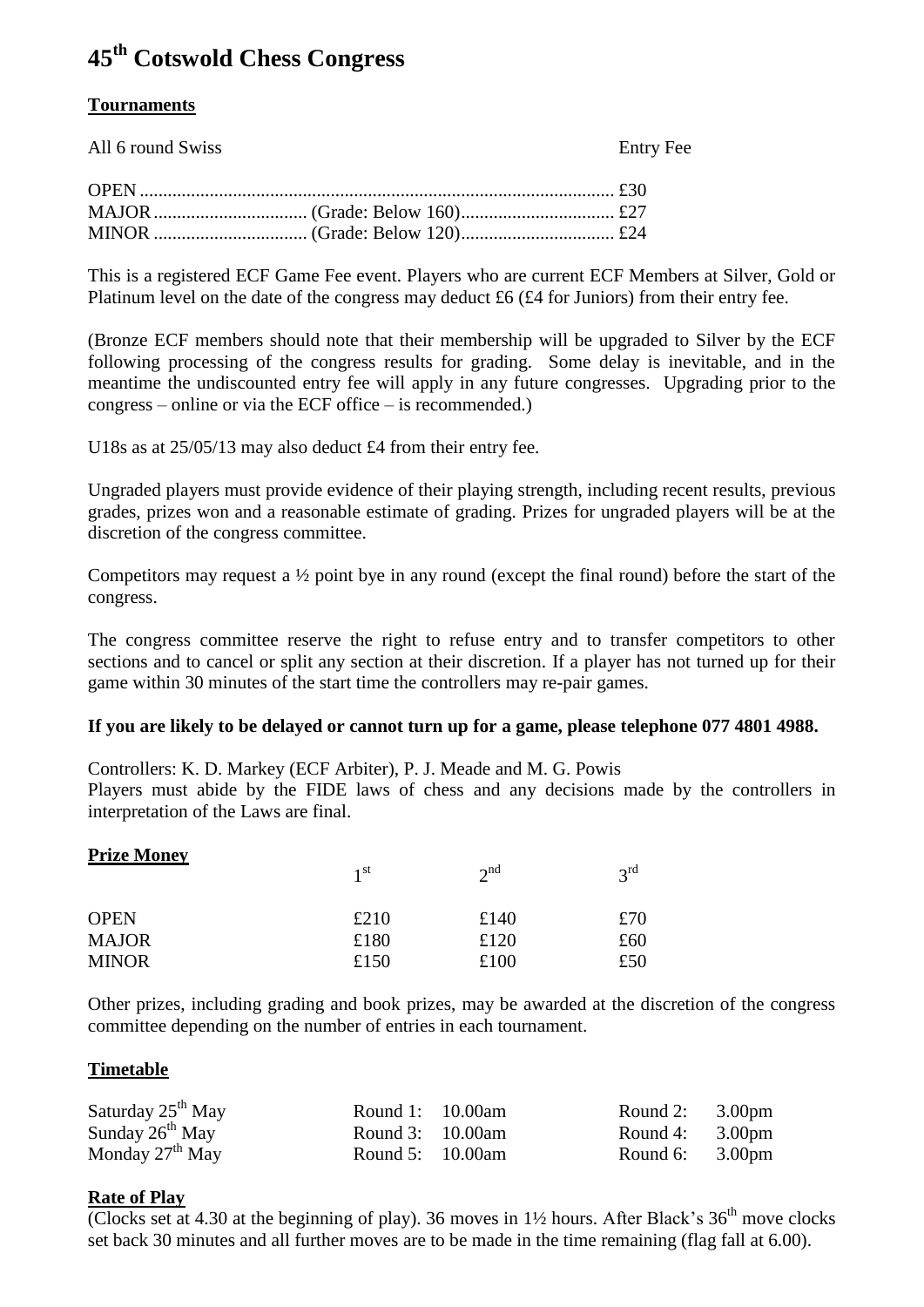# 45th Cotswold Chess Congress

## Tournaments

| All 6 round Swiss | | Entry Fee |
|---|---|---|
| OPEN | | £30 |
| MAJOR | (Grade: Below 160) | £27 |
| MINOR | (Grade: Below 120) | £24 |

This is a registered ECF Game Fee event. Players who are current ECF Members at Silver, Gold or Platinum level on the date of the congress may deduct £6 (£4 for Juniors) from their entry fee.

(Bronze ECF members should note that their membership will be upgraded to Silver by the ECF following processing of the congress results for grading. Some delay is inevitable, and in the meantime the undiscounted entry fee will apply in any future congresses. Upgrading prior to the congress – online or via the ECF office – is recommended.)

U18s as at 25/05/13 may also deduct £4 from their entry fee.

Ungraded players must provide evidence of their playing strength, including recent results, previous grades, prizes won and a reasonable estimate of grading. Prizes for ungraded players will be at the discretion of the congress committee.

Competitors may request a ½ point bye in any round (except the final round) before the start of the congress.

The congress committee reserve the right to refuse entry and to transfer competitors to other sections and to cancel or split any section at their discretion. If a player has not turned up for their game within 30 minutes of the start time the controllers may re-pair games.

**If you are likely to be delayed or cannot turn up for a game, please telephone 077 4801 4988.**

Controllers: K. D. Markey (ECF Arbiter), P. J. Meade and M. G. Powis
Players must abide by the FIDE laws of chess and any decisions made by the controllers in interpretation of the Laws are final.

## Prize Money

| | 1st | 2nd | 3rd |
|---|---|---|---|
| OPEN | £210 | £140 | £70 |
| MAJOR | £180 | £120 | £60 |
| MINOR | £150 | £100 | £50 |

Other prizes, including grading and book prizes, may be awarded at the discretion of the congress committee depending on the number of entries in each tournament.

## Timetable

| | | | | |
|---|---|---|---|---|
| Saturday 25th May | Round 1: | 10.00am | Round 2: | 3.00pm |
| Sunday 26th May | Round 3: | 10.00am | Round 4: | 3.00pm |
| Monday 27th May | Round 5: | 10.00am | Round 6: | 3.00pm |

## Rate of Play

(Clocks set at 4.30 at the beginning of play). 36 moves in 1½ hours. After Black's 36th move clocks set back 30 minutes and all further moves are to be made in the time remaining (flag fall at 6.00).